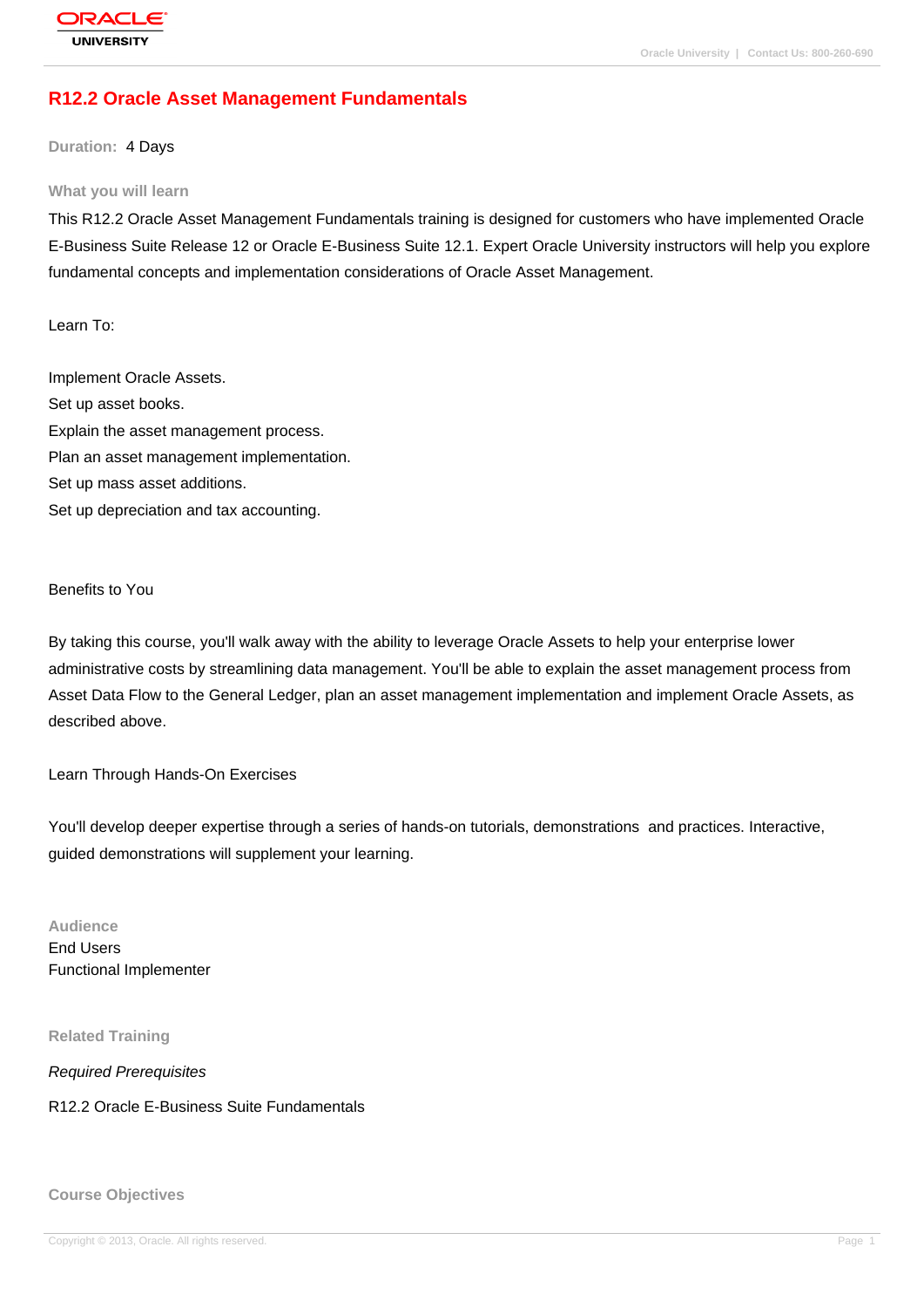# R12.2 Oracle Asset Management Fundamentals

**Duration:** 4 Days

## What you will learn

This R12.2 Oracle Asset Management Fundamentals training is designed for customers who have implemented Oracle E-Business Suite Release 12 or Oracle E-Business Suite 12.1. Expert Oracle University instructors will help you explore fundamental concepts and implementation considerations of Oracle Asset Management.

Learn To:

Implement Oracle Assets.
Set up asset books.
Explain the asset management process.
Plan an asset management implementation.
Set up mass asset additions.
Set up depreciation and tax accounting.

Benefits to You

By taking this course, you'll walk away with the ability to leverage Oracle Assets to help your enterprise lower administrative costs by streamlining data management. You'll be able to explain the asset management process from Asset Data Flow to the General Ledger, plan an asset management implementation and implement Oracle Assets, as described above.

Learn Through Hands-On Exercises

You'll develop deeper expertise through a series of hands-on tutorials, demonstrations and practices. Interactive, guided demonstrations will supplement your learning.

## Audience

End Users
Functional Implementer

## Related Training

*Required Prerequisites*

R12.2 Oracle E-Business Suite Fundamentals

## Course Objectives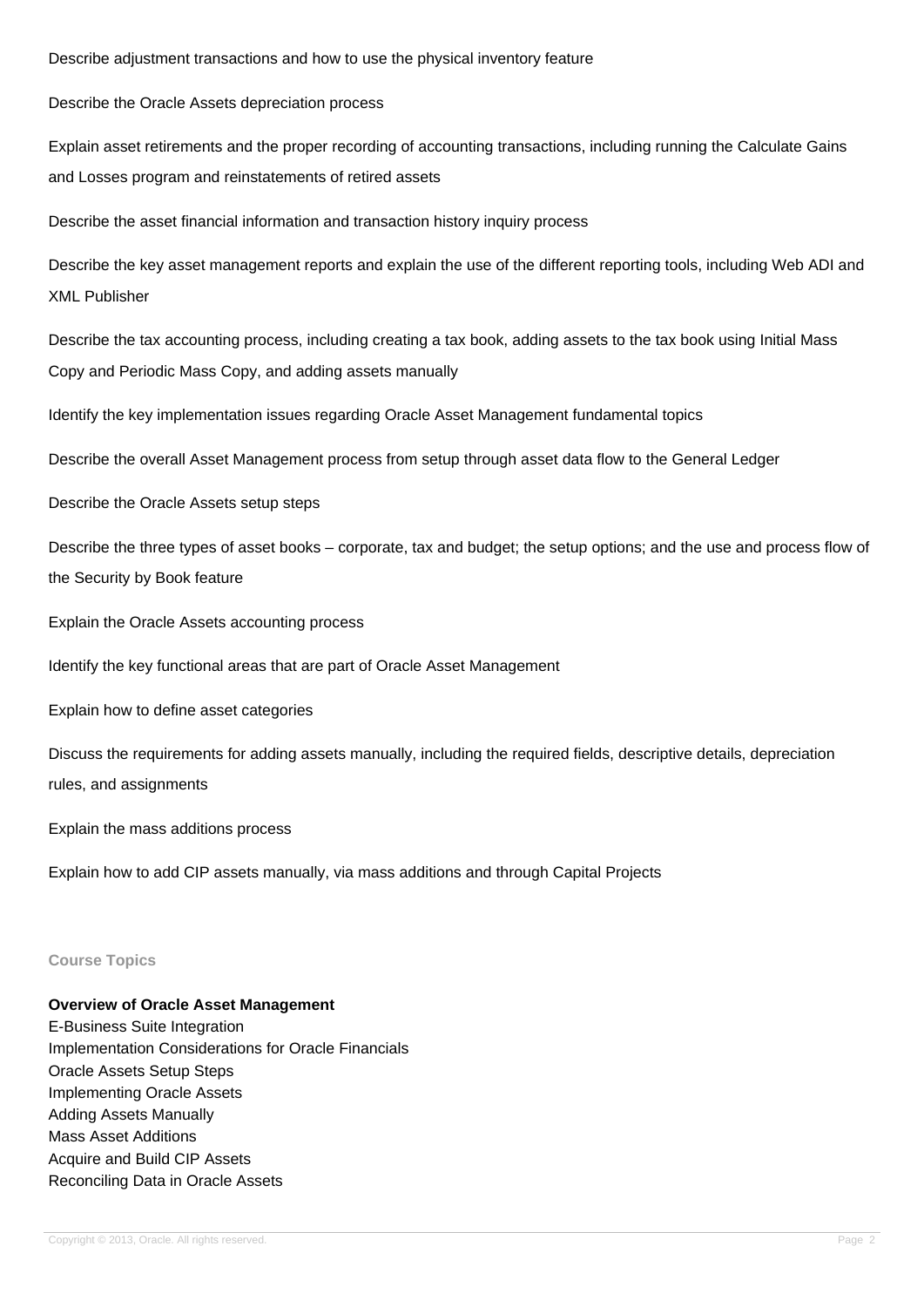Describe adjustment transactions and how to use the physical inventory feature

Describe the Oracle Assets depreciation process

Explain asset retirements and the proper recording of accounting transactions, including running the Calculate Gains and Losses program and reinstatements of retired assets

Describe the asset financial information and transaction history inquiry process

Describe the key asset management reports and explain the use of the different reporting tools, including Web ADI and XML Publisher

Describe the tax accounting process, including creating a tax book, adding assets to the tax book using Initial Mass Copy and Periodic Mass Copy, and adding assets manually

Identify the key implementation issues regarding Oracle Asset Management fundamental topics

Describe the overall Asset Management process from setup through asset data flow to the General Ledger

Describe the Oracle Assets setup steps

Describe the three types of asset books – corporate, tax and budget; the setup options; and the use and process flow of the Security by Book feature

Explain the Oracle Assets accounting process

Identify the key functional areas that are part of Oracle Asset Management

Explain how to define asset categories

Discuss the requirements for adding assets manually, including the required fields, descriptive details, depreciation rules, and assignments

Explain the mass additions process

Explain how to add CIP assets manually, via mass additions and through Capital Projects

## Course Topics

**Overview of Oracle Asset Management**
E-Business Suite Integration
Implementation Considerations for Oracle Financials
Oracle Assets Setup Steps
Implementing Oracle Assets
Adding Assets Manually
Mass Asset Additions
Acquire and Build CIP Assets
Reconciling Data in Oracle Assets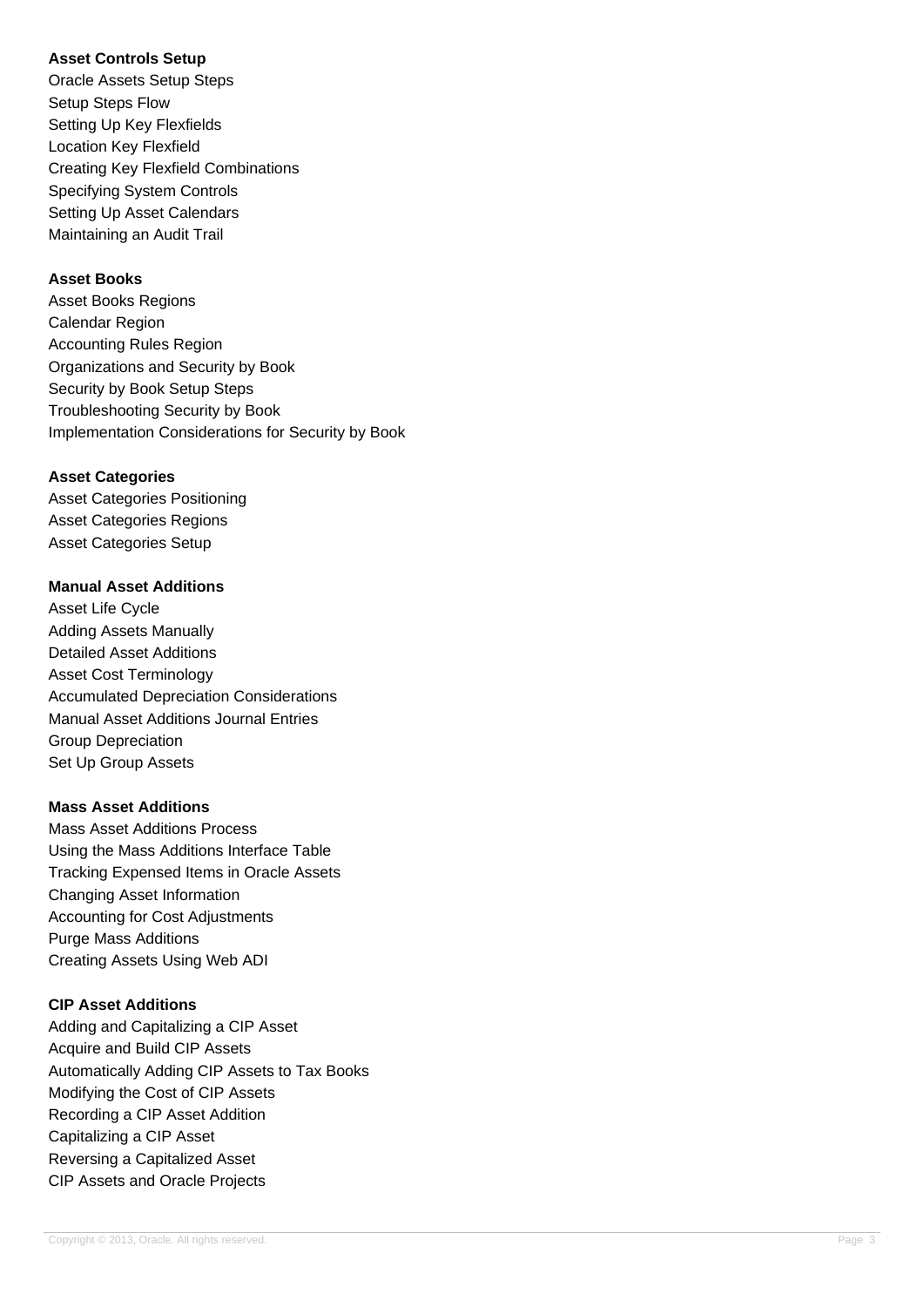**Asset Controls Setup**

Oracle Assets Setup Steps
Setup Steps Flow
Setting Up Key Flexfields
Location Key Flexfield
Creating Key Flexfield Combinations
Specifying System Controls
Setting Up Asset Calendars
Maintaining an Audit Trail

**Asset Books**

Asset Books Regions
Calendar Region
Accounting Rules Region
Organizations and Security by Book
Security by Book Setup Steps
Troubleshooting Security by Book
Implementation Considerations for Security by Book

**Asset Categories**

Asset Categories Positioning
Asset Categories Regions
Asset Categories Setup

**Manual Asset Additions**

Asset Life Cycle
Adding Assets Manually
Detailed Asset Additions
Asset Cost Terminology
Accumulated Depreciation Considerations
Manual Asset Additions Journal Entries
Group Depreciation
Set Up Group Assets

**Mass Asset Additions**

Mass Asset Additions Process
Using the Mass Additions Interface Table
Tracking Expensed Items in Oracle Assets
Changing Asset Information
Accounting for Cost Adjustments
Purge Mass Additions
Creating Assets Using Web ADI

**CIP Asset Additions**

Adding and Capitalizing a CIP Asset
Acquire and Build CIP Assets
Automatically Adding CIP Assets to Tax Books
Modifying the Cost of CIP Assets
Recording a CIP Asset Addition
Capitalizing a CIP Asset
Reversing a Capitalized Asset
CIP Assets and Oracle Projects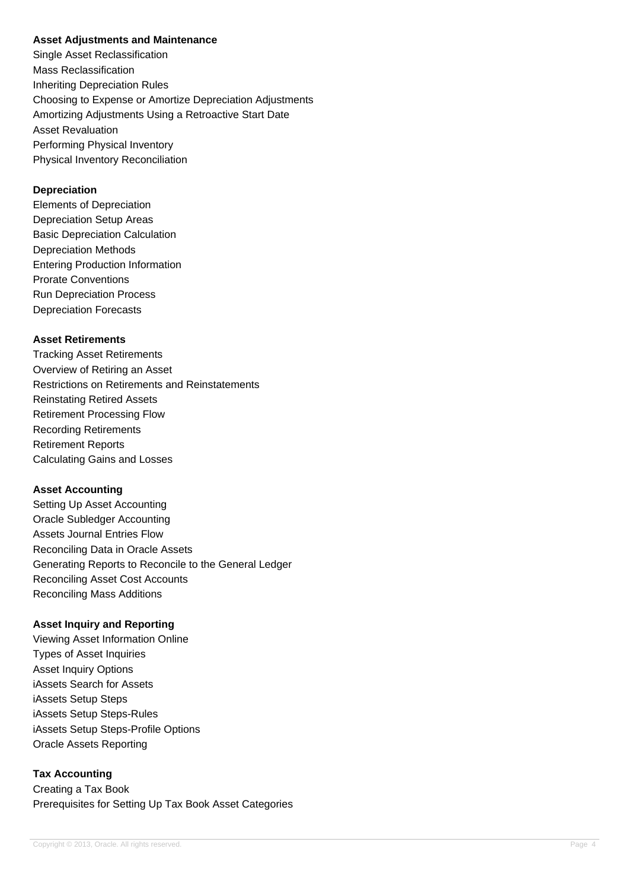**Asset Adjustments and Maintenance**

Single Asset Reclassification
Mass Reclassification
Inheriting Depreciation Rules
Choosing to Expense or Amortize Depreciation Adjustments
Amortizing Adjustments Using a Retroactive Start Date
Asset Revaluation
Performing Physical Inventory
Physical Inventory Reconciliation

**Depreciation**

Elements of Depreciation
Depreciation Setup Areas
Basic Depreciation Calculation
Depreciation Methods
Entering Production Information
Prorate Conventions
Run Depreciation Process
Depreciation Forecasts

**Asset Retirements**

Tracking Asset Retirements
Overview of Retiring an Asset
Restrictions on Retirements and Reinstatements
Reinstating Retired Assets
Retirement Processing Flow
Recording Retirements
Retirement Reports
Calculating Gains and Losses

**Asset Accounting**

Setting Up Asset Accounting
Oracle Subledger Accounting
Assets Journal Entries Flow
Reconciling Data in Oracle Assets
Generating Reports to Reconcile to the General Ledger
Reconciling Asset Cost Accounts
Reconciling Mass Additions

**Asset Inquiry and Reporting**

Viewing Asset Information Online
Types of Asset Inquiries
Asset Inquiry Options
iAssets Search for Assets
iAssets Setup Steps
iAssets Setup Steps-Rules
iAssets Setup Steps-Profile Options
Oracle Assets Reporting

**Tax Accounting**

Creating a Tax Book
Prerequisites for Setting Up Tax Book Asset Categories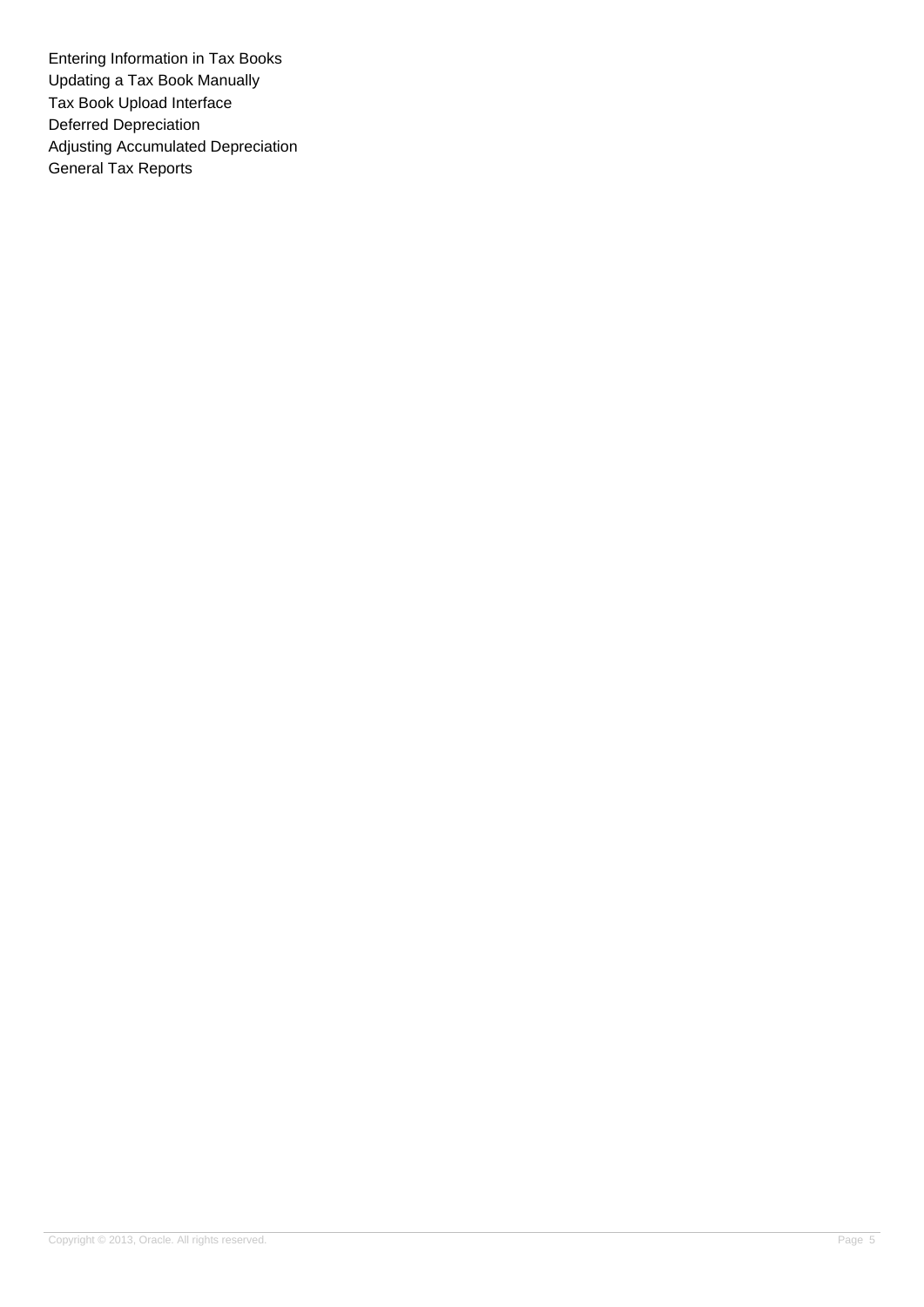Entering Information in Tax Books
Updating a Tax Book Manually
Tax Book Upload Interface
Deferred Depreciation
Adjusting Accumulated Depreciation
General Tax Reports